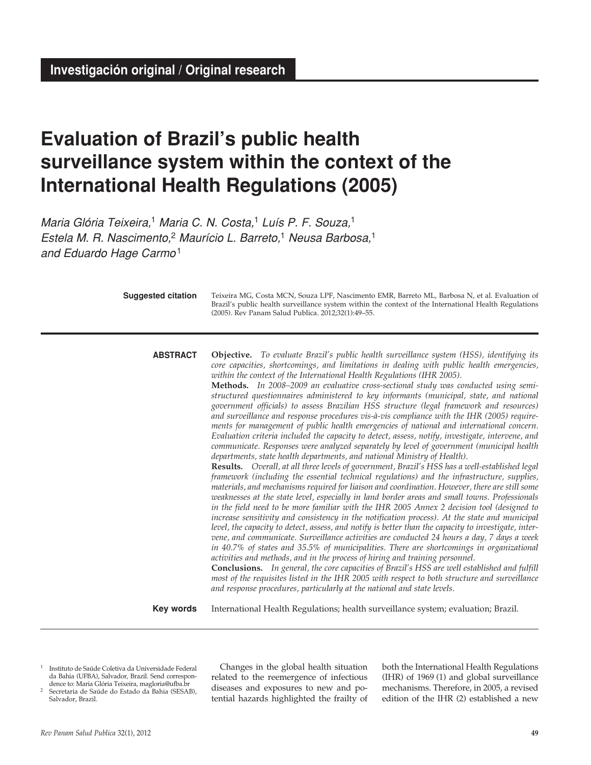**Investigación original / Original research**

# Evaluation of Brazil's public health surveillance system within the context of the International Health Regulations (2005)

*Maria Glória Teixeira,[1] Maria C. N. Costa,[1] Luís P. F. Souza,[1] Estela M. R. Nascimento,[2] Maurício L. Barreto,[1] Neusa Barbosa,[1] and Eduardo Hage Carmo[1]*

**Suggested citation** Teixeira MG, Costa MCN, Souza LPF, Nascimento EMR, Barreto ML, Barbosa N, et al. Evaluation of Brazil's public health surveillance system within the context of the International Health Regulations (2005). Rev Panam Salud Publica. 2012;32(1):49–55.

**ABSTRACT**

**Objective.** *To evaluate Brazil's public health surveillance system (HSS), identifying its core capacities, shortcomings, and limitations in dealing with public health emergencies, within the context of the International Health Regulations (IHR 2005).*

**Methods.** *In 2008–2009 an evaluative cross-sectional study was conducted using semi-structured questionnaires administered to key informants (municipal, state, and national government officials) to assess Brazilian HSS structure (legal framework and resources) and surveillance and response procedures vis-à-vis compliance with the IHR (2005) requirements for management of public health emergencies of national and international concern. Evaluation criteria included the capacity to detect, assess, notify, investigate, intervene, and communicate. Responses were analyzed separately by level of government (municipal health departments, state health departments, and national Ministry of Health).*

**Results.** *Overall, at all three levels of government, Brazil's HSS has a well-established legal framework (including the essential technical regulations) and the infrastructure, supplies, materials, and mechanisms required for liaison and coordination. However, there are still some weaknesses at the state level, especially in land border areas and small towns. Professionals in the field need to be more familiar with the IHR 2005 Annex 2 decision tool (designed to increase sensitivity and consistency in the notification process). At the state and municipal level, the capacity to detect, assess, and notify is better than the capacity to investigate, intervene, and communicate. Surveillance activities are conducted 24 hours a day, 7 days a week in 40.7% of states and 35.5% of municipalities. There are shortcomings in organizational activities and methods, and in the process of hiring and training personnel.*

**Conclusions.** *In general, the core capacities of Brazil's HSS are well established and fulfill most of the requisites listed in the IHR 2005 with respect to both structure and surveillance and response procedures, particularly at the national and state levels.*

**Key words** International Health Regulations; health surveillance system; evaluation; Brazil.

---

[1] Instituto de Saúde Coletiva da Universidade Federal da Bahia (UFBA), Salvador, Brazil. Send correspondence to: Maria Glória Teixeira, magloria@ufba.br

[2] Secretaria de Saúde do Estado da Bahia (SESAB), Salvador, Brazil.

Changes in the global health situation related to the reemergence of infectious diseases and exposures to new and potential hazards highlighted the frailty of both the International Health Regulations (IHR) of 1969 (1) and global surveillance mechanisms. Therefore, in 2005, a revised edition of the IHR (2) established a new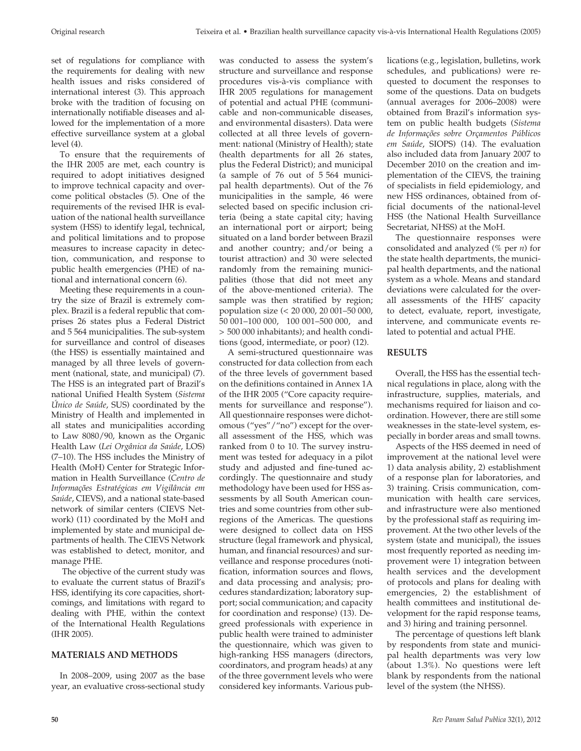set of regulations for compliance with the requirements for dealing with new health issues and risks considered of international interest (3). This approach broke with the tradition of focusing on internationally notifiable diseases and allowed for the implementation of a more effective surveillance system at a global level (4).

To ensure that the requirements of the IHR 2005 are met, each country is required to adopt initiatives designed to improve technical capacity and overcome political obstacles (5). One of the requirements of the revised IHR is evaluation of the national health surveillance system (HSS) to identify legal, technical, and political limitations and to propose measures to increase capacity in detection, communication, and response to public health emergencies (PHE) of national and international concern (6).

Meeting these requirements in a country the size of Brazil is extremely complex. Brazil is a federal republic that comprises 26 states plus a Federal District and 5 564 municipalities. The sub-system for surveillance and control of diseases (the HSS) is essentially maintained and managed by all three levels of government (national, state, and municipal) (7). The HSS is an integrated part of Brazil's national Unified Health System (*Sistema Único de Saúde*, SUS) coordinated by the Ministry of Health and implemented in all states and municipalities according to Law 8080/90, known as the Organic Health Law (*Lei Orgânica da Saúde*, LOS) (7–10). The HSS includes the Ministry of Health (MoH) Center for Strategic Information in Health Surveillance (*Centro de Informações Estratégicas em Vigilância em Saúde*, CIEVS), and a national state-based network of similar centers (CIEVS Network) (11) coordinated by the MoH and implemented by state and municipal departments of health. The CIEVS Network was established to detect, monitor, and manage PHE.

The objective of the current study was to evaluate the current status of Brazil's HSS, identifying its core capacities, shortcomings, and limitations with regard to dealing with PHE, within the context of the International Health Regulations (IHR 2005).

## MATERIALS AND METHODS

In 2008–2009, using 2007 as the base year, an evaluative cross-sectional study was conducted to assess the system's structure and surveillance and response procedures vis-à-vis compliance with IHR 2005 regulations for management of potential and actual PHE (communicable and non-communicable diseases, and environmental disasters). Data were collected at all three levels of government: national (Ministry of Health); state (health departments for all 26 states, plus the Federal District); and municipal (a sample of 76 out of 5 564 municipal health departments). Out of the 76 municipalities in the sample, 46 were selected based on specific inclusion criteria (being a state capital city; having an international port or airport; being situated on a land border between Brazil and another country; and/or being a tourist attraction) and 30 were selected randomly from the remaining municipalities (those that did not meet any of the above-mentioned criteria). The sample was then stratified by region; population size (< 20 000, 20 001–50 000, 50 001–100 000, 100 001–500 000, and > 500 000 inhabitants); and health conditions (good, intermediate, or poor) (12).

A semi-structured questionnaire was constructed for data collection from each of the three levels of government based on the definitions contained in Annex 1A of the IHR 2005 ("Core capacity requirements for surveillance and response"). All questionnaire responses were dichotomous ("yes"/"no") except for the overall assessment of the HSS, which was ranked from 0 to 10. The survey instrument was tested for adequacy in a pilot study and adjusted and fine-tuned accordingly. The questionnaire and study methodology have been used for HSS assessments by all South American countries and some countries from other subregions of the Americas. The questions were designed to collect data on HSS structure (legal framework and physical, human, and financial resources) and surveillance and response procedures (notification, information sources and flows, and data processing and analysis; procedures standardization; laboratory support; social communication; and capacity for coordination and response) (13). Degreed professionals with experience in public health were trained to administer the questionnaire, which was given to high-ranking HSS managers (directors, coordinators, and program heads) at any of the three government levels who were considered key informants. Various publications (e.g., legislation, bulletins, work schedules, and publications) were requested to document the responses to some of the questions. Data on budgets (annual averages for 2006–2008) were obtained from Brazil's information system on public health budgets (*Sistema de Informações sobre Orçamentos Públicos em Saúde*, SIOPS) (14). The evaluation also included data from January 2007 to December 2010 on the creation and implementation of the CIEVS, the training of specialists in field epidemiology, and new HSS ordinances, obtained from official documents of the national-level HSS (the National Health Surveillance Secretariat, NHSS) at the MoH.

The questionnaire responses were consolidated and analyzed (% per *n*) for the state health departments, the municipal health departments, and the national system as a whole. Means and standard deviations were calculated for the overall assessments of the HHS' capacity to detect, evaluate, report, investigate, intervene, and communicate events related to potential and actual PHE.

## RESULTS

Overall, the HSS has the essential technical regulations in place, along with the infrastructure, supplies, materials, and mechanisms required for liaison and coordination. However, there are still some weaknesses in the state-level system, especially in border areas and small towns.

Aspects of the HSS deemed in need of improvement at the national level were 1) data analysis ability, 2) establishment of a response plan for laboratories, and 3) training. Crisis communication, communication with health care services, and infrastructure were also mentioned by the professional staff as requiring improvement. At the two other levels of the system (state and municipal), the issues most frequently reported as needing improvement were 1) integration between health services and the development of protocols and plans for dealing with emergencies, 2) the establishment of health committees and institutional development for the rapid response teams, and 3) hiring and training personnel.

The percentage of questions left blank by respondents from state and municipal health departments was very low (about 1.3%). No questions were left blank by respondents from the national level of the system (the NHSS).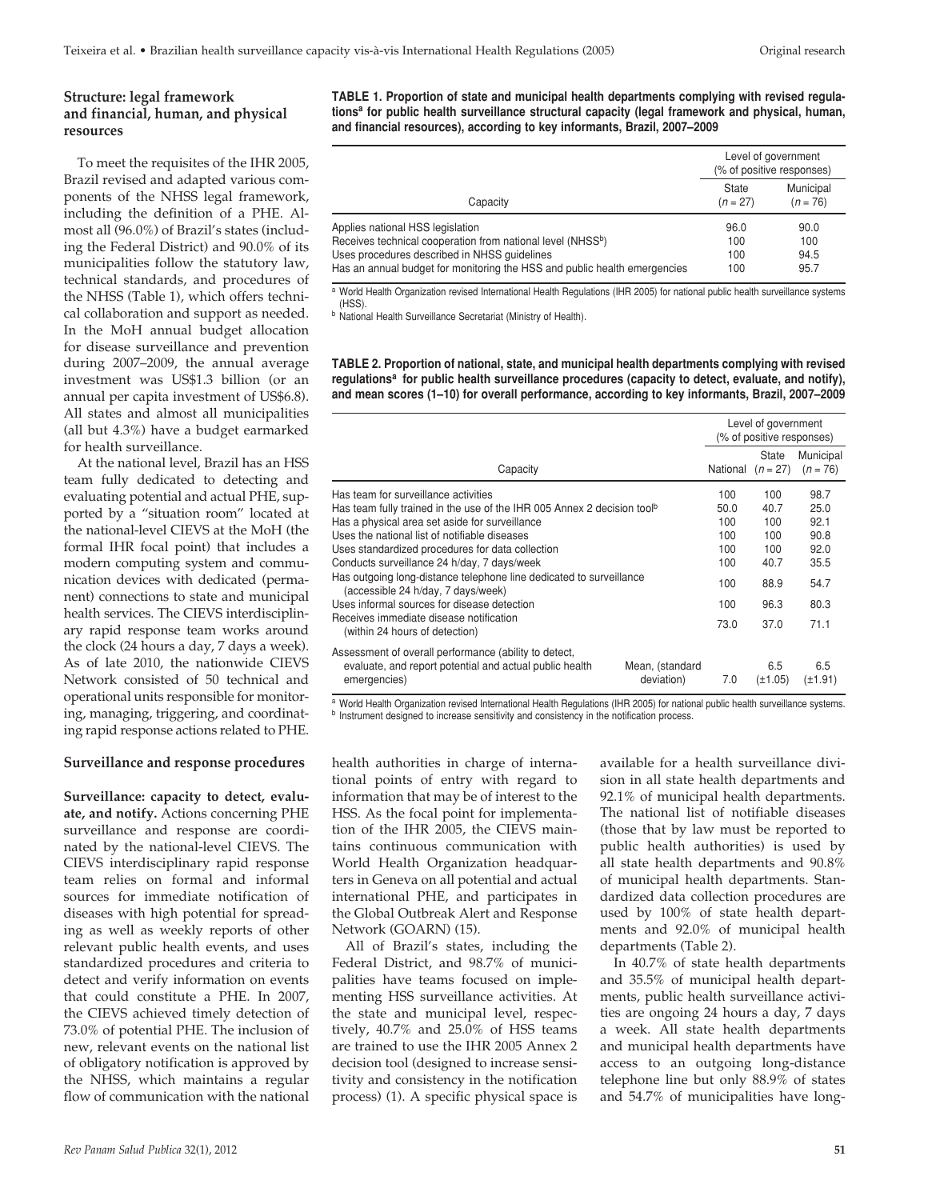## Structure: legal framework and financial, human, and physical resources

To meet the requisites of the IHR 2005, Brazil revised and adapted various components of the NHSS legal framework, including the definition of a PHE. Almost all (96.0%) of Brazil's states (including the Federal District) and 90.0% of its municipalities follow the statutory law, technical standards, and procedures of the NHSS (Table 1), which offers technical collaboration and support as needed. In the MoH annual budget allocation for disease surveillance and prevention during 2007–2009, the annual average investment was US$1.3 billion (or an annual per capita investment of US$6.8). All states and almost all municipalities (all but 4.3%) have a budget earmarked for health surveillance.

At the national level, Brazil has an HSS team fully dedicated to detecting and evaluating potential and actual PHE, supported by a "situation room" located at the national-level CIEVS at the MoH (the formal IHR focal point) that includes a modern computing system and communication devices with dedicated (permanent) connections to state and municipal health services. The CIEVS interdisciplinary rapid response team works around the clock (24 hours a day, 7 days a week). As of late 2010, the nationwide CIEVS Network consisted of 50 technical and operational units responsible for monitoring, managing, triggering, and coordinating rapid response actions related to PHE.

**TABLE 1. Proportion of state and municipal health departments complying with revised regulations[a] for public health surveillance structural capacity (legal framework and physical, human, and financial resources), according to key informants, Brazil, 2007–2009**

| Capacity | Level of government (% of positive responses) | |
|---|---|---|
| | State ($n = 27$) | Municipal ($n = 76$) |
| Applies national HSS legislation | 96.0 | 90.0 |
| Receives technical cooperation from national level (NHSS[b]) | 100 | 100 |
| Uses procedures described in NHSS guidelines | 100 | 94.5 |
| Has an annual budget for monitoring the HSS and public health emergencies | 100 | 95.7 |

[a] World Health Organization revised International Health Regulations (IHR 2005) for national public health surveillance systems (HSS).
[b] National Health Surveillance Secretariat (Ministry of Health).

**TABLE 2. Proportion of national, state, and municipal health departments complying with revised regulations[a] for public health surveillance procedures (capacity to detect, evaluate, and notify), and mean scores (1–10) for overall performance, according to key informants, Brazil, 2007–2009**

| Capacity | | Level of government (% of positive responses) | | |
|---|---|---|---|---|
| | | National | State ($n = 27$) | Municipal ($n = 76$) |
| Has team for surveillance activities | | 100 | 100 | 98.7 |
| Has team fully trained in the use of the IHR 005 Annex 2 decision tool[b] | | 50.0 | 40.7 | 25.0 |
| Has a physical area set aside for surveillance | | 100 | 100 | 92.1 |
| Uses the national list of notifiable diseases | | 100 | 100 | 90.8 |
| Uses standardized procedures for data collection | | 100 | 100 | 92.0 |
| Conducts surveillance 24 h/day, 7 days/week | | 100 | 40.7 | 35.5 |
| Has outgoing long-distance telephone line dedicated to surveillance (accessible 24 h/day, 7 days/week) | | 100 | 88.9 | 54.7 |
| Uses informal sources for disease detection | | 100 | 96.3 | 80.3 |
| Receives immediate disease notification (within 24 hours of detection) | | 73.0 | 37.0 | 71.1 |
| Assessment of overall performance (ability to detect, evaluate, and report potential and actual public health emergencies) | Mean, (standard deviation) | 7.0 | 6.5 (±1.05) | 6.5 (±1.91) |

[a] World Health Organization revised International Health Regulations (IHR 2005) for national public health surveillance systems.
[b] Instrument designed to increase sensitivity and consistency in the notification process.

## Surveillance and response procedures

**Surveillance: capacity to detect, evaluate, and notify.** Actions concerning PHE surveillance and response are coordinated by the national-level CIEVS. The CIEVS interdisciplinary rapid response team relies on formal and informal sources for immediate notification of diseases with high potential for spreading as well as weekly reports of other relevant public health events, and uses standardized procedures and criteria to detect and verify information on events that could constitute a PHE. In 2007, the CIEVS achieved timely detection of 73.0% of potential PHE. The inclusion of new, relevant events on the national list of obligatory notification is approved by the NHSS, which maintains a regular flow of communication with the national health authorities in charge of international points of entry with regard to information that may be of interest to the HSS. As the focal point for implementation of the IHR 2005, the CIEVS maintains continuous communication with World Health Organization headquarters in Geneva on all potential and actual international PHE, and participates in the Global Outbreak Alert and Response Network (GOARN) (15).

All of Brazil's states, including the Federal District, and 98.7% of municipalities have teams focused on implementing HSS surveillance activities. At the state and municipal level, respectively, 40.7% and 25.0% of HSS teams are trained to use the IHR 2005 Annex 2 decision tool (designed to increase sensitivity and consistency in the notification process) (1). A specific physical space is available for a health surveillance division in all state health departments and 92.1% of municipal health departments. The national list of notifiable diseases (those that by law must be reported to public health authorities) is used by all state health departments and 90.8% of municipal health departments. Standardized data collection procedures are used by 100% of state health departments and 92.0% of municipal health departments (Table 2).

In 40.7% of state health departments and 35.5% of municipal health departments, public health surveillance activities are ongoing 24 hours a day, 7 days a week. All state health departments and municipal health departments have access to an outgoing long-distance telephone line but only 88.9% of states and 54.7% of municipalities have long-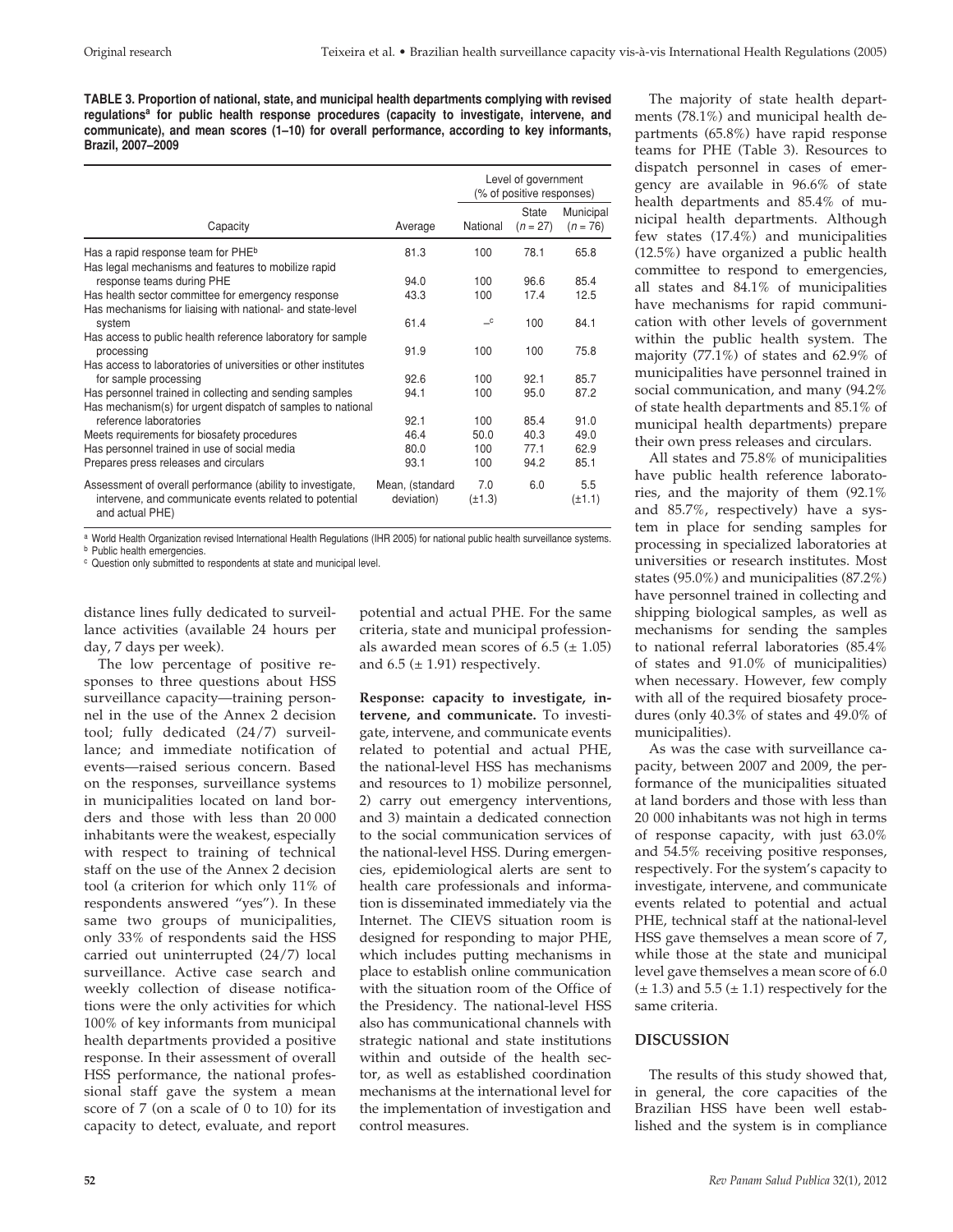**TABLE 3. Proportion of national, state, and municipal health departments complying with revised regulations[a] for public health response procedures (capacity to investigate, intervene, and communicate), and mean scores (1–10) for overall performance, according to key informants, Brazil, 2007–2009**

| Capacity | Average | Level of government (% of positive responses) National | State (n = 27) | Municipal (n = 76) |
|---|---|---|---|---|
| Has a rapid response team for PHE[b] | 81.3 | 100 | 78.1 | 65.8 |
| Has legal mechanisms and features to mobilize rapid response teams during PHE | 94.0 | 100 | 96.6 | 85.4 |
| Has health sector committee for emergency response | 43.3 | 100 | 17.4 | 12.5 |
| Has mechanisms for liaising with national- and state-level system | 61.4 | –[c] | 100 | 84.1 |
| Has access to public health reference laboratory for sample processing | 91.9 | 100 | 100 | 75.8 |
| Has access to laboratories of universities or other institutes for sample processing | 92.6 | 100 | 92.1 | 85.7 |
| Has personnel trained in collecting and sending samples | 94.1 | 100 | 95.0 | 87.2 |
| Has mechanism(s) for urgent dispatch of samples to national reference laboratories | 92.1 | 100 | 85.4 | 91.0 |
| Meets requirements for biosafety procedures | 46.4 | 50.0 | 40.3 | 49.0 |
| Has personnel trained in use of social media | 80.0 | 100 | 77.1 | 62.9 |
| Prepares press releases and circulars | 93.1 | 100 | 94.2 | 85.1 |
| Assessment of overall performance (ability to investigate, intervene, and communicate events related to potential and actual PHE) | Mean, (standard deviation) | 7.0 (±1.3) | 6.0 | 5.5 (±1.1) |

[a] World Health Organization revised International Health Regulations (IHR 2005) for national public health surveillance systems.
[b] Public health emergencies.
[c] Question only submitted to respondents at state and municipal level.

distance lines fully dedicated to surveillance activities (available 24 hours per day, 7 days per week).

The low percentage of positive responses to three questions about HSS surveillance capacity—training personnel in the use of the Annex 2 decision tool; fully dedicated (24/7) surveillance; and immediate notification of events—raised serious concern. Based on the responses, surveillance systems in municipalities located on land borders and those with less than 20 000 inhabitants were the weakest, especially with respect to training of technical staff on the use of the Annex 2 decision tool (a criterion for which only 11% of respondents answered "yes"). In these same two groups of municipalities, only 33% of respondents said the HSS carried out uninterrupted (24/7) local surveillance. Active case search and weekly collection of disease notifications were the only activities for which 100% of key informants from municipal health departments provided a positive response. In their assessment of overall HSS performance, the national professional staff gave the system a mean score of 7 (on a scale of 0 to 10) for its capacity to detect, evaluate, and report potential and actual PHE. For the same criteria, state and municipal professionals awarded mean scores of 6.5 (± 1.05) and 6.5 (± 1.91) respectively.

**Response: capacity to investigate, intervene, and communicate.** To investigate, intervene, and communicate events related to potential and actual PHE, the national-level HSS has mechanisms and resources to 1) mobilize personnel, 2) carry out emergency interventions, and 3) maintain a dedicated connection to the social communication services of the national-level HSS. During emergencies, epidemiological alerts are sent to health care professionals and information is disseminated immediately via the Internet. The CIEVS situation room is designed for responding to major PHE, which includes putting mechanisms in place to establish online communication with the situation room of the Office of the Presidency. The national-level HSS also has communicational channels with strategic national and state institutions within and outside of the health sector, as well as established coordination mechanisms at the international level for the implementation of investigation and control measures.

The majority of state health departments (78.1%) and municipal health departments (65.8%) have rapid response teams for PHE (Table 3). Resources to dispatch personnel in cases of emergency are available in 96.6% of state health departments and 85.4% of municipal health departments. Although few states (17.4%) and municipalities (12.5%) have organized a public health committee to respond to emergencies, all states and 84.1% of municipalities have mechanisms for rapid communication with other levels of government within the public health system. The majority (77.1%) of states and 62.9% of municipalities have personnel trained in social communication, and many (94.2% of state health departments and 85.1% of municipal health departments) prepare their own press releases and circulars.

All states and 75.8% of municipalities have public health reference laboratories, and the majority of them (92.1% and 85.7%, respectively) have a system in place for sending samples for processing in specialized laboratories at universities or research institutes. Most states (95.0%) and municipalities (87.2%) have personnel trained in collecting and shipping biological samples, as well as mechanisms for sending the samples to national referral laboratories (85.4% of states and 91.0% of municipalities) when necessary. However, few comply with all of the required biosafety procedures (only 40.3% of states and 49.0% of municipalities).

As was the case with surveillance capacity, between 2007 and 2009, the performance of the municipalities situated at land borders and those with less than 20 000 inhabitants was not high in terms of response capacity, with just 63.0% and 54.5% receiving positive responses, respectively. For the system's capacity to investigate, intervene, and communicate events related to potential and actual PHE, technical staff at the national-level HSS gave themselves a mean score of 7, while those at the state and municipal level gave themselves a mean score of 6.0 (± 1.3) and 5.5 (± 1.1) respectively for the same criteria.

## DISCUSSION

The results of this study showed that, in general, the core capacities of the Brazilian HSS have been well established and the system is in compliance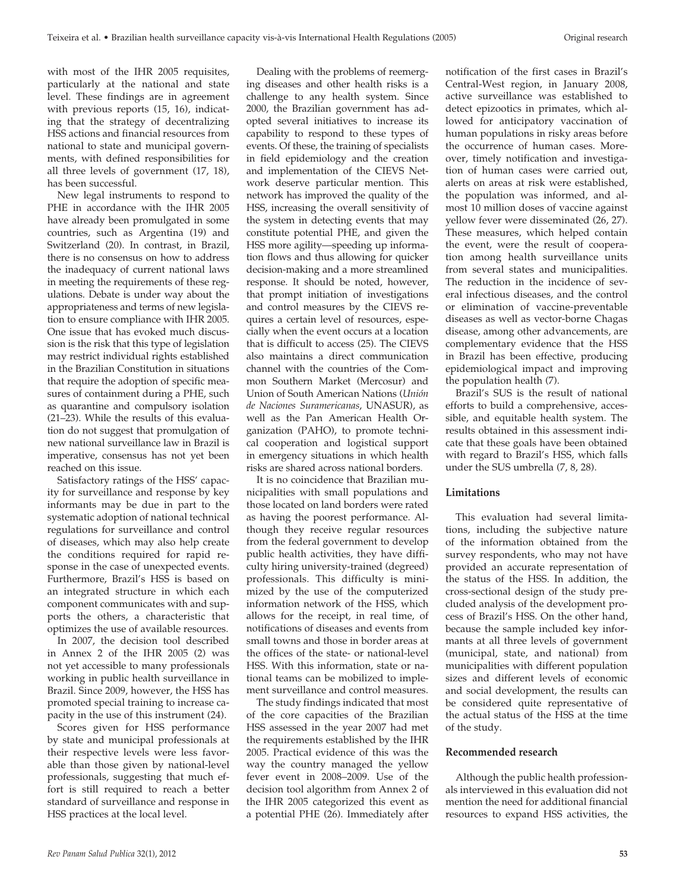with most of the IHR 2005 requisites, particularly at the national and state level. These findings are in agreement with previous reports (15, 16), indicating that the strategy of decentralizing HSS actions and financial resources from national to state and municipal governments, with defined responsibilities for all three levels of government (17, 18), has been successful.

New legal instruments to respond to PHE in accordance with the IHR 2005 have already been promulgated in some countries, such as Argentina (19) and Switzerland (20). In contrast, in Brazil, there is no consensus on how to address the inadequacy of current national laws in meeting the requirements of these regulations. Debate is under way about the appropriateness and terms of new legislation to ensure compliance with IHR 2005. One issue that has evoked much discussion is the risk that this type of legislation may restrict individual rights established in the Brazilian Constitution in situations that require the adoption of specific measures of containment during a PHE, such as quarantine and compulsory isolation (21–23). While the results of this evaluation do not suggest that promulgation of new national surveillance law in Brazil is imperative, consensus has not yet been reached on this issue.

Satisfactory ratings of the HSS' capacity for surveillance and response by key informants may be due in part to the systematic adoption of national technical regulations for surveillance and control of diseases, which may also help create the conditions required for rapid response in the case of unexpected events. Furthermore, Brazil's HSS is based on an integrated structure in which each component communicates with and supports the others, a characteristic that optimizes the use of available resources.

In 2007, the decision tool described in Annex 2 of the IHR 2005 (2) was not yet accessible to many professionals working in public health surveillance in Brazil. Since 2009, however, the HSS has promoted special training to increase capacity in the use of this instrument (24).

Scores given for HSS performance by state and municipal professionals at their respective levels were less favorable than those given by national-level professionals, suggesting that much effort is still required to reach a better standard of surveillance and response in HSS practices at the local level.

Dealing with the problems of reemerging diseases and other health risks is a challenge to any health system. Since 2000, the Brazilian government has adopted several initiatives to increase its capability to respond to these types of events. Of these, the training of specialists in field epidemiology and the creation and implementation of the CIEVS Network deserve particular mention. This network has improved the quality of the HSS, increasing the overall sensitivity of the system in detecting events that may constitute potential PHE, and given the HSS more agility—speeding up information flows and thus allowing for quicker decision-making and a more streamlined response. It should be noted, however, that prompt initiation of investigations and control measures by the CIEVS requires a certain level of resources, especially when the event occurs at a location that is difficult to access (25). The CIEVS also maintains a direct communication channel with the countries of the Common Southern Market (Mercosur) and Union of South American Nations (*Unión de Naciones Suramericanas*, UNASUR), as well as the Pan American Health Organization (PAHO), to promote technical cooperation and logistical support in emergency situations in which health risks are shared across national borders.

It is no coincidence that Brazilian municipalities with small populations and those located on land borders were rated as having the poorest performance. Although they receive regular resources from the federal government to develop public health activities, they have difficulty hiring university-trained (degreed) professionals. This difficulty is minimized by the use of the computerized information network of the HSS, which allows for the receipt, in real time, of notifications of diseases and events from small towns and those in border areas at the offices of the state- or national-level HSS. With this information, state or national teams can be mobilized to implement surveillance and control measures.

The study findings indicated that most of the core capacities of the Brazilian HSS assessed in the year 2007 had met the requirements established by the IHR 2005. Practical evidence of this was the way the country managed the yellow fever event in 2008–2009. Use of the decision tool algorithm from Annex 2 of the IHR 2005 categorized this event as a potential PHE (26). Immediately after notification of the first cases in Brazil's Central-West region, in January 2008, active surveillance was established to detect epizootics in primates, which allowed for anticipatory vaccination of human populations in risky areas before the occurrence of human cases. Moreover, timely notification and investigation of human cases were carried out, alerts on areas at risk were established, the population was informed, and almost 10 million doses of vaccine against yellow fever were disseminated (26, 27). These measures, which helped contain the event, were the result of cooperation among health surveillance units from several states and municipalities. The reduction in the incidence of several infectious diseases, and the control or elimination of vaccine-preventable diseases as well as vector-borne Chagas disease, among other advancements, are complementary evidence that the HSS in Brazil has been effective, producing epidemiological impact and improving the population health (7).

Brazil's SUS is the result of national efforts to build a comprehensive, accessible, and equitable health system. The results obtained in this assessment indicate that these goals have been obtained with regard to Brazil's HSS, which falls under the SUS umbrella (7, 8, 28).

### Limitations

This evaluation had several limitations, including the subjective nature of the information obtained from the survey respondents, who may not have provided an accurate representation of the status of the HSS. In addition, the cross-sectional design of the study precluded analysis of the development process of Brazil's HSS. On the other hand, because the sample included key informants at all three levels of government (municipal, state, and national) from municipalities with different population sizes and different levels of economic and social development, the results can be considered quite representative of the actual status of the HSS at the time of the study.

### Recommended research

Although the public health professionals interviewed in this evaluation did not mention the need for additional financial resources to expand HSS activities, the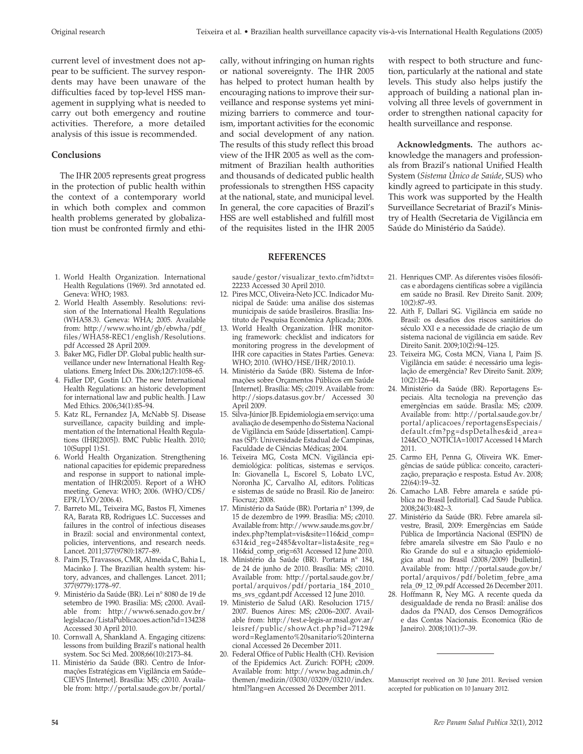current level of investment does not appear to be sufficient. The survey respondents may have been unaware of the difficulties faced by top-level HSS management in supplying what is needed to carry out both emergency and routine activities. Therefore, a more detailed analysis of this issue is recommended.

## Conclusions

The IHR 2005 represents great progress in the protection of public health within the context of a contemporary world in which both complex and common health problems generated by globalization must be confronted firmly and ethically, without infringing on human rights or national sovereignty. The IHR 2005 has helped to protect human health by encouraging nations to improve their surveillance and response systems yet minimizing barriers to commerce and tourism, important activities for the economic and social development of any nation. The results of this study reflect this broad view of the IHR 2005 as well as the commitment of Brazilian health authorities and thousands of dedicated public health professionals to strengthen HSS capacity at the national, state, and municipal level. In general, the core capacities of Brazil's HSS are well established and fulfill most of the requisites listed in the IHR 2005 with respect to both structure and function, particularly at the national and state levels. This study also helps justify the approach of building a national plan involving all three levels of government in order to strengthen national capacity for health surveillance and response.

**Acknowledgments.** The authors acknowledge the managers and professionals from Brazil's national Unified Health System (*Sistema Único de Saúde*, SUS) who kindly agreed to participate in this study. This work was supported by the Health Surveillance Secretariat of Brazil's Ministry of Health (Secretaria de Vigilância em Saúde do Ministério da Saúde).

## REFERENCES

1. World Health Organization. International Health Regulations (1969). 3rd annotated ed. Geneva: WHO; 1983.
2. World Health Assembly. Resolutions: revision of the International Health Regulations (WHA58.3). Geneva: WHA; 2005. Available from: http://www.who.int/gb/ebwha/pdf_files/WHA58-REC1/english/Resolutions.pdf Accessed 28 April 2009.
3. Baker MG, Fidler DP. Global public health surveillance under new International Health Regulations. Emerg Infect Dis. 2006;12(7):1058–65.
4. Fidler DP, Gostin LO. The new International Health Regulations: an historic development for international law and public health. J Law Med Ethics. 2006;34(1):85–94.
5. Katz RL, Fernandez JA, McNabb SJ. Disease surveillance, capacity building and implementation of the International Health Regulations (IHR[2005]). BMC Public Health. 2010; 10(Suppl 1):S1.
6. World Health Organization. Strengthening national capacities for epidemic preparedness and response in support to national implementation of IHR(2005). Report of a WHO meeting. Geneva: WHO; 2006. (WHO/CDS/EPR/LYO/2006.4).
7. Barreto ML, Teixeira MG, Bastos FI, Ximenes RA, Barata RB, Rodrigues LC. Successes and failures in the control of infectious diseases in Brazil: social and environmental context, policies, interventions, and research needs. Lancet. 2011;377(9780):1877–89.
8. Paim JS, Travassos, CMR, Almeida C, Bahia L, Macinko J. The Brazilian health system: history, advances, and challenges. Lancet. 2011; 377(9779):1778–97.
9. Ministério da Saúde (BR). Lei n° 8080 de 19 de setembro de 1990. Brasilia: MS; c2000. Available from: http://www6.senado.gov.br/legislacao/ListaPublicacoes.action?id=134238 Accessed 30 April 2010.
10. Cornwall A, Shankland A. Engaging citizens: lessons from building Brazil's national health system. Soc Sci Med. 2008;66(10):2173–84.
11. Ministério da Saúde (BR). Centro de Informações Estratégicas em Vigilância em Saúde–CIEVS [Internet]. Brasília: MS; c2010. Available from: http://portal.saude.gov.br/portal/saude/gestor/visualizar_texto.cfm?idtxt=22233 Accessed 30 April 2010.
12. Pires MCC, Oliveira-Neto JCC. Indicador Municipal de Saúde: uma análise dos sistemas municipais de saúde brasileiros. Brasília: Instituto de Pesquisa Econômica Aplicada; 2006.
13. World Health Organization. IHR monitoring framework: checklist and indicators for monitoring progress in the development of IHR core capacities in States Parties. Geneva: WHO; 2010. (WHO/HSE/IHR/2010.1).
14. Ministério da Saúde (BR). Sistema de Informações sobre Orçamentos Públicos em Saúde [Internet]. Brasília: MS; c2019. Available from: http://siops.datasus.gov.br/ Accessed 30 April 2009.
15. Silva-Júnior JB. Epidemiologia em serviço: uma avaliação de desempenho do Sistema Nacional de Vigilância em Saúde [dissertation]. Campinas (SP): Universidade Estadual de Campinas, Faculdade de Ciências Médicas; 2004.
16. Teixeira MG, Costa MCN. Vigilância epidemiológica: políticas, sistemas e serviços. In: Giovanella L, Escorel S, Lobato LVC, Noronha JC, Carvalho AI, editors. Políticas e sistemas de saúde no Brasil. Rio de Janeiro: Fiocruz; 2008.
17. Ministério da Saúde (BR). Portaria n° 1399, de 15 de dezembro de 1999. Brasília: MS; c2010. Available from: http://www.saude.ms.gov.br/index.php?templat=vis&site=116&id_comp=631&id_reg=2485&voltar=lista&site_reg=116&id_comp_orig=631 Accessed 12 June 2010.
18. Ministério da Saúde (BR). Portaria n° 184, de 24 de junho de 2010. Brasília: MS; c2010. Available from: http://portal.saude.gov.br/portal/arquivos/pdf/portaria_184_2010_ms_svs_cgdant.pdf Accessed 12 June 2010.
19. Ministerio de Salud (AR). Resolucion 1715/2007. Buenos Aires: MS; c2006–2007. Available from: http://test.e-legis-ar.msal.gov.ar/leisref/public/showAct.php?id=7129&word=Reglamento%20sanitario%20internacional Accessed 26 December 2011.
20. Federal Office of Public Health (CH). Revision of the Epidemics Act. Zurich: FOPH; c2009. Available from: http://www.bag.admin.ch/themen/medizin/03030/03209/03210/index.html?lang=en Accessed 26 December 2011.
21. Henriques CMP. As diferentes visões filosóficas e abordagens científicas sobre a vigilância em saúde no Brasil. Rev Direito Sanit. 2009; 10(2):87–93.
22. Aith F, Dallari SG. Vigilância em saúde no Brasil: os desafios dos riscos sanitários do século XXI e a necessidade de criação de um sistema nacional de vigilância em saúde. Rev Direito Sanit. 2009;10(2):94–125.
23. Teixeira MG, Costa MCN, Viana I, Paim JS. Vigilância em saúde: é necessário uma legislação de emergência? Rev Direito Sanit. 2009; 10(2):126–44.
24. Ministério da Saúde (BR). Reportagens Especiais. Alta tecnologia na prevenção das emergências em saúde. Brasíla: MS; c2009. Available from: http://portal.saude.gov.br/portal/aplicacoes/reportagensEspeciais/default.cfm?pg=dspDetalhes&id_area=124&CO_NOTICIA=10017 Accessed 14 March 2011.
25. Carmo EH, Penna G, Oliveira WK. Emergências de saúde pública: conceito, caracterização, preparação e resposta. Estud Av. 2008; 22(64):19–32.
26. Camacho LAB. Febre amarela e saúde pública no Brasil [editorial]. Cad Saude Publica. 2008;24(3):482–3.
27. Ministério da Saúde (BR). Febre amarela silvestre, Brasil, 2009: Emergências em Saúde Pública de Importância Nacional (ESPIN) de febre amarela silvestre em São Paulo e no Rio Grande do sul e a situação epidemiológica atual no Brasil (2008/2009) [bulletin]. Available from: http://portal.saude.gov.br/portal/arquivos/pdf/boletim_febre_amarela_09_12_09.pdf Accessed 26 December 2011.
28. Hoffmann R, Ney MG. A recente queda da desigualdade de renda no Brasil: análise dos dados da PNAD, dos Censos Demográficos e das Contas Nacionais. Economica (Rio de Janeiro). 2008;10(1):7–39.

---

Manuscript received on 30 June 2011. Revised version accepted for publication on 10 January 2012.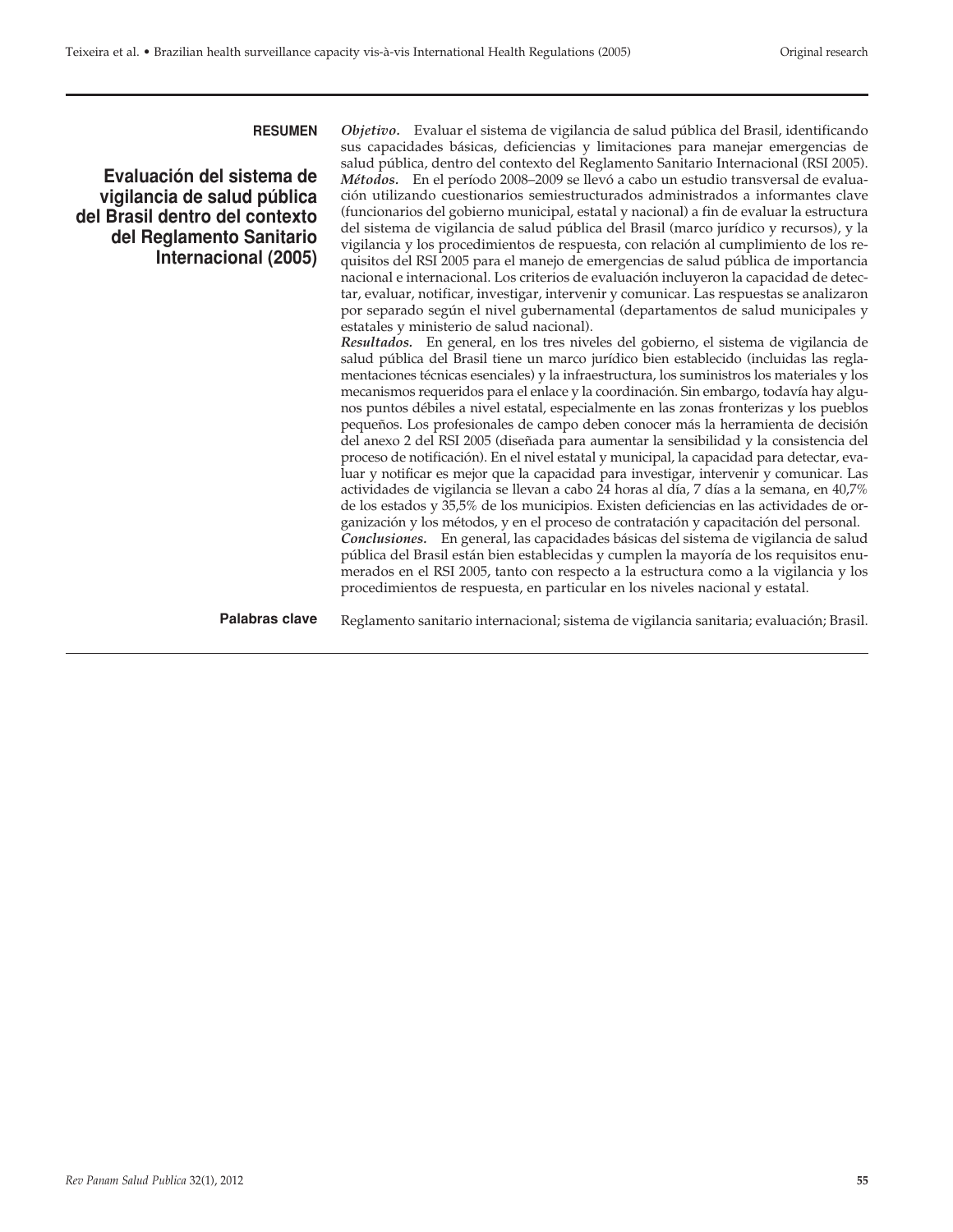## RESUMEN

### Evaluación del sistema de vigilancia de salud pública del Brasil dentro del contexto del Reglamento Sanitario Internacional (2005)

***Objetivo.*** Evaluar el sistema de vigilancia de salud pública del Brasil, identificando sus capacidades básicas, deficiencias y limitaciones para manejar emergencias de salud pública, dentro del contexto del Reglamento Sanitario Internacional (RSI 2005).

***Métodos.*** En el período 2008–2009 se llevó a cabo un estudio transversal de evaluación utilizando cuestionarios semiestructurados administrados a informantes clave (funcionarios del gobierno municipal, estatal y nacional) a fin de evaluar la estructura del sistema de vigilancia de salud pública del Brasil (marco jurídico y recursos), y la vigilancia y los procedimientos de respuesta, con relación al cumplimiento de los requisitos del RSI 2005 para el manejo de emergencias de salud pública de importancia nacional e internacional. Los criterios de evaluación incluyeron la capacidad de detectar, evaluar, notificar, investigar, intervenir y comunicar. Las respuestas se analizaron por separado según el nivel gubernamental (departamentos de salud municipales y estatales y ministerio de salud nacional).

***Resultados.*** En general, en los tres niveles del gobierno, el sistema de vigilancia de salud pública del Brasil tiene un marco jurídico bien establecido (incluidas las reglamentaciones técnicas esenciales) y la infraestructura, los suministros los materiales y los mecanismos requeridos para el enlace y la coordinación. Sin embargo, todavía hay algunos puntos débiles a nivel estatal, especialmente en las zonas fronterizas y los pueblos pequeños. Los profesionales de campo deben conocer más la herramienta de decisión del anexo 2 del RSI 2005 (diseñada para aumentar la sensibilidad y la consistencia del proceso de notificación). En el nivel estatal y municipal, la capacidad para detectar, evaluar y notificar es mejor que la capacidad para investigar, intervenir y comunicar. Las actividades de vigilancia se llevan a cabo 24 horas al día, 7 días a la semana, en 40,7% de los estados y 35,5% de los municipios. Existen deficiencias en las actividades de organización y los métodos, y en el proceso de contratación y capacitación del personal.

***Conclusiones.*** En general, las capacidades básicas del sistema de vigilancia de salud pública del Brasil están bien establecidas y cumplen la mayoría de los requisitos enumerados en el RSI 2005, tanto con respecto a la estructura como a la vigilancia y los procedimientos de respuesta, en particular en los niveles nacional y estatal.

**Palabras clave** Reglamento sanitario internacional; sistema de vigilancia sanitaria; evaluación; Brasil.